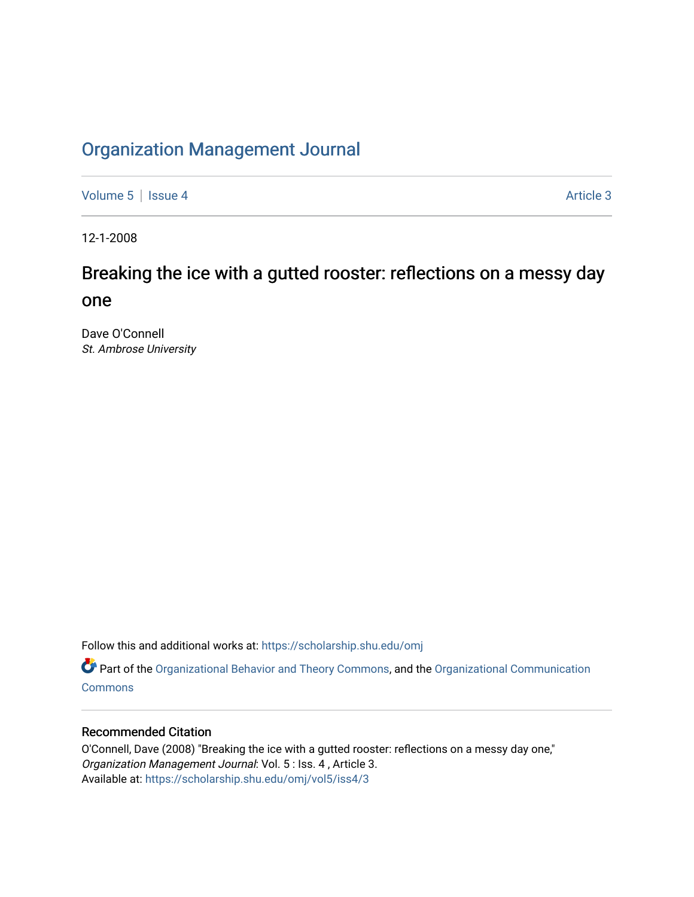# Organization Management Journal

Volume 5 | Issue 4 Article 3

12-1-2008

## Breaking the ice with a gutted rooster: reflections on a messy day one

Dave O'Connell
*St. Ambrose University*

Follow this and additional works at: https://scholarship.shu.edu/omj

Part of the Organizational Behavior and Theory Commons, and the Organizational Communication Commons

### Recommended Citation

O'Connell, Dave (2008) "Breaking the ice with a gutted rooster: reflections on a messy day one," *Organization Management Journal*: Vol. 5 : Iss. 4 , Article 3.
Available at: https://scholarship.shu.edu/omj/vol5/iss4/3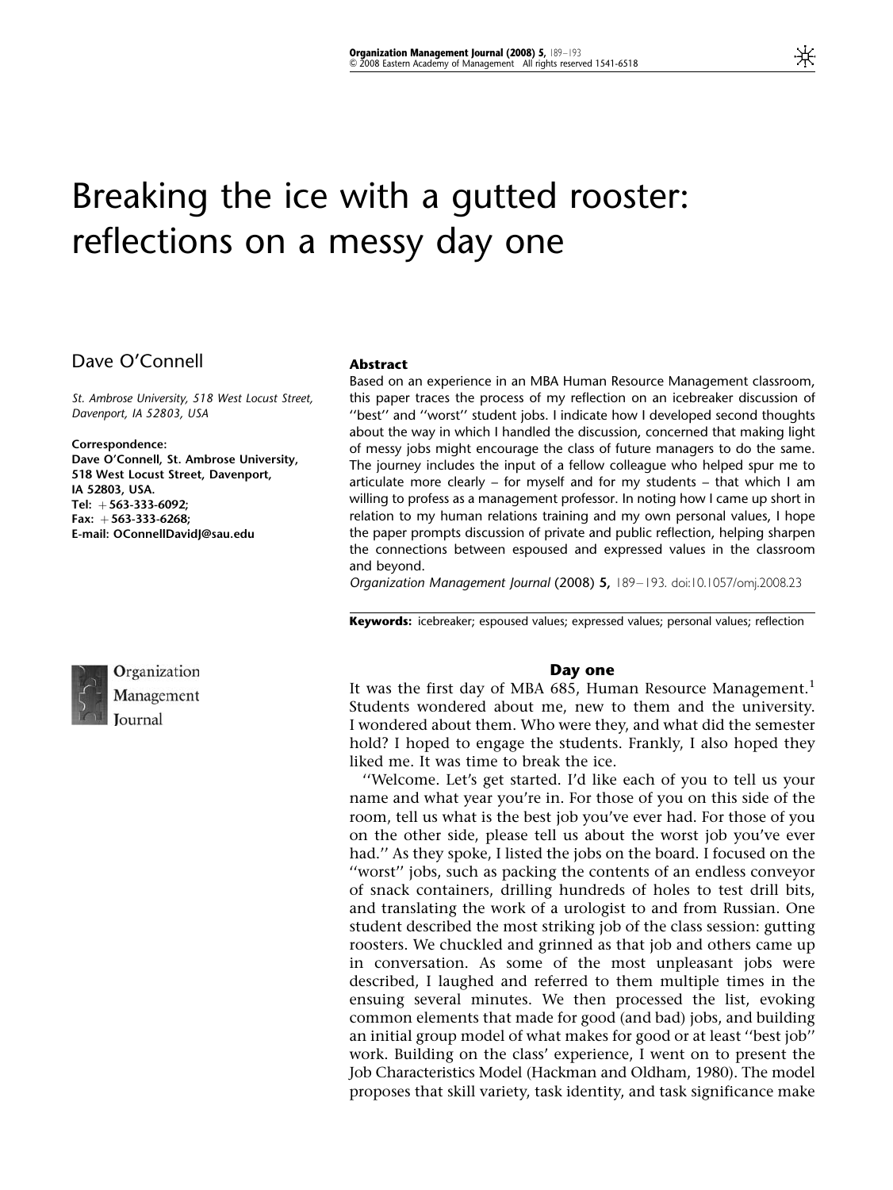# Breaking the ice with a gutted rooster: reflections on a messy day one

Dave O'Connell

*St. Ambrose University, 518 West Locust Street, Davenport, IA 52803, USA*

**Correspondence:**
**Dave O'Connell, St. Ambrose University, 518 West Locust Street, Davenport, IA 52803, USA.**
**Tel: +563-333-6092;**
**Fax: +563-333-6268;**
**E-mail: OConnellDavidJ@sau.edu**

**Abstract**

Based on an experience in an MBA Human Resource Management classroom, this paper traces the process of my reflection on an icebreaker discussion of ''best'' and ''worst'' student jobs. I indicate how I developed second thoughts about the way in which I handled the discussion, concerned that making light of messy jobs might encourage the class of future managers to do the same. The journey includes the input of a fellow colleague who helped spur me to articulate more clearly – for myself and for my students – that which I am willing to profess as a management professor. In noting how I came up short in relation to my human relations training and my own personal values, I hope the paper prompts discussion of private and public reflection, helping sharpen the connections between espoused and expressed values in the classroom and beyond.

*Organization Management Journal* (2008) **5**, 189–193. doi:10.1057/omj.2008.23

**Keywords:** icebreaker; espoused values; expressed values; personal values; reflection

## Day one

It was the first day of MBA 685, Human Resource Management.[1] Students wondered about me, new to them and the university. I wondered about them. Who were they, and what did the semester hold? I hoped to engage the students. Frankly, I also hoped they liked me. It was time to break the ice.

''Welcome. Let's get started. I'd like each of you to tell us your name and what year you're in. For those of you on this side of the room, tell us what is the best job you've ever had. For those of you on the other side, please tell us about the worst job you've ever had.'' As they spoke, I listed the jobs on the board. I focused on the ''worst'' jobs, such as packing the contents of an endless conveyor of snack containers, drilling hundreds of holes to test drill bits, and translating the work of a urologist to and from Russian. One student described the most striking job of the class session: gutting roosters. We chuckled and grinned as that job and others came up in conversation. As some of the most unpleasant jobs were described, I laughed and referred to them multiple times in the ensuing several minutes. We then processed the list, evoking common elements that made for good (and bad) jobs, and building an initial group model of what makes for good or at least ''best job'' work. Building on the class' experience, I went on to present the Job Characteristics Model (Hackman and Oldham, 1980). The model proposes that skill variety, task identity, and task significance make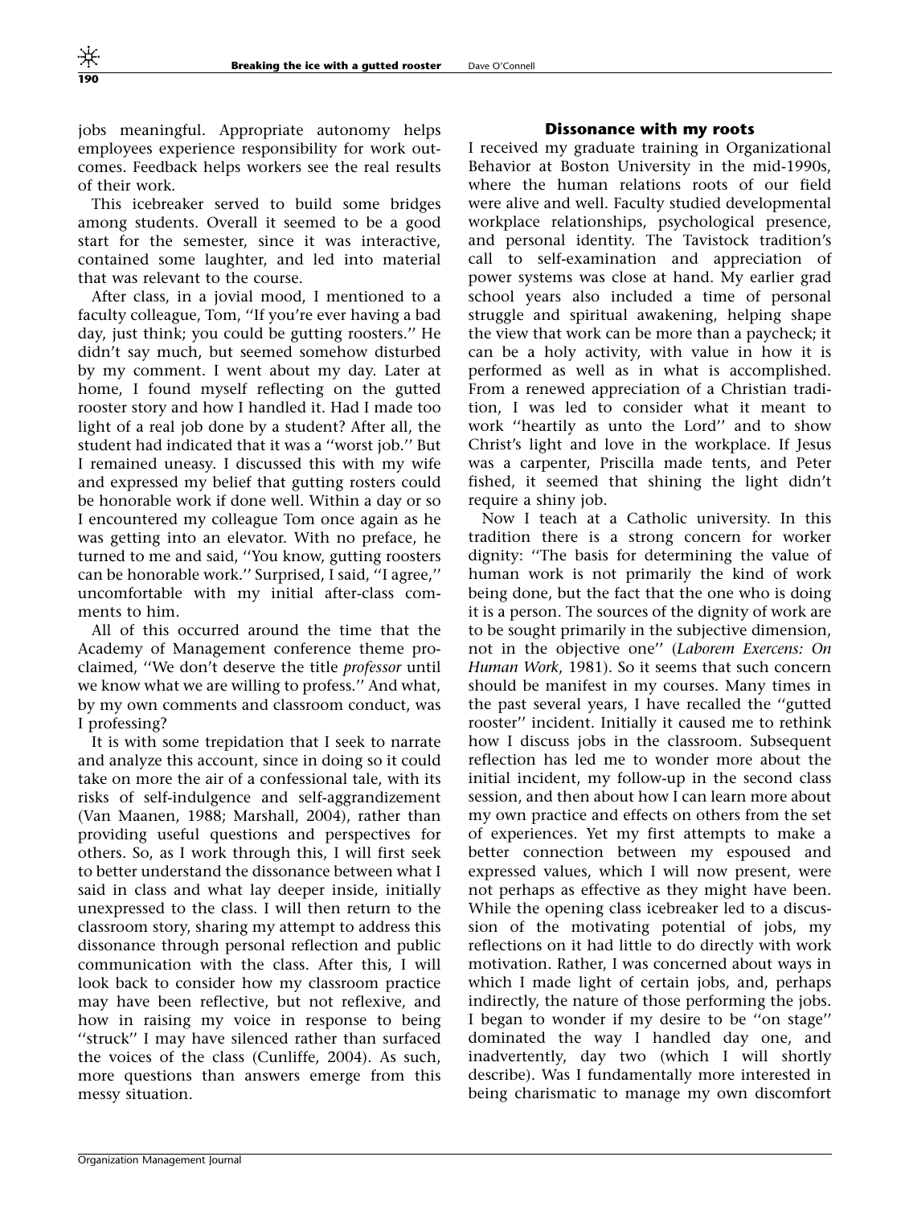jobs meaningful. Appropriate autonomy helps employees experience responsibility for work outcomes. Feedback helps workers see the real results of their work.

This icebreaker served to build some bridges among students. Overall it seemed to be a good start for the semester, since it was interactive, contained some laughter, and led into material that was relevant to the course.

After class, in a jovial mood, I mentioned to a faculty colleague, Tom, ''If you're ever having a bad day, just think; you could be gutting roosters.'' He didn't say much, but seemed somehow disturbed by my comment. I went about my day. Later at home, I found myself reflecting on the gutted rooster story and how I handled it. Had I made too light of a real job done by a student? After all, the student had indicated that it was a ''worst job.'' But I remained uneasy. I discussed this with my wife and expressed my belief that gutting rosters could be honorable work if done well. Within a day or so I encountered my colleague Tom once again as he was getting into an elevator. With no preface, he turned to me and said, ''You know, gutting roosters can be honorable work.'' Surprised, I said, ''I agree,'' uncomfortable with my initial after-class comments to him.

All of this occurred around the time that the Academy of Management conference theme proclaimed, ''We don't deserve the title *professor* until we know what we are willing to profess.'' And what, by my own comments and classroom conduct, was I professing?

It is with some trepidation that I seek to narrate and analyze this account, since in doing so it could take on more the air of a confessional tale, with its risks of self-indulgence and self-aggrandizement (Van Maanen, 1988; Marshall, 2004), rather than providing useful questions and perspectives for others. So, as I work through this, I will first seek to better understand the dissonance between what I said in class and what lay deeper inside, initially unexpressed to the class. I will then return to the classroom story, sharing my attempt to address this dissonance through personal reflection and public communication with the class. After this, I will look back to consider how my classroom practice may have been reflective, but not reflexive, and how in raising my voice in response to being ''struck'' I may have silenced rather than surfaced the voices of the class (Cunliffe, 2004). As such, more questions than answers emerge from this messy situation.

## Dissonance with my roots

I received my graduate training in Organizational Behavior at Boston University in the mid-1990s, where the human relations roots of our field were alive and well. Faculty studied developmental workplace relationships, psychological presence, and personal identity. The Tavistock tradition's call to self-examination and appreciation of power systems was close at hand. My earlier grad school years also included a time of personal struggle and spiritual awakening, helping shape the view that work can be more than a paycheck; it can be a holy activity, with value in how it is performed as well as in what is accomplished. From a renewed appreciation of a Christian tradition, I was led to consider what it meant to work ''heartily as unto the Lord'' and to show Christ's light and love in the workplace. If Jesus was a carpenter, Priscilla made tents, and Peter fished, it seemed that shining the light didn't require a shiny job.

Now I teach at a Catholic university. In this tradition there is a strong concern for worker dignity: ''The basis for determining the value of human work is not primarily the kind of work being done, but the fact that the one who is doing it is a person. The sources of the dignity of work are to be sought primarily in the subjective dimension, not in the objective one'' (*Laborem Exercens: On Human Work*, 1981). So it seems that such concern should be manifest in my courses. Many times in the past several years, I have recalled the ''gutted rooster'' incident. Initially it caused me to rethink how I discuss jobs in the classroom. Subsequent reflection has led me to wonder more about the initial incident, my follow-up in the second class session, and then about how I can learn more about my own practice and effects on others from the set of experiences. Yet my first attempts to make a better connection between my espoused and expressed values, which I will now present, were not perhaps as effective as they might have been. While the opening class icebreaker led to a discussion of the motivating potential of jobs, my reflections on it had little to do directly with work motivation. Rather, I was concerned about ways in which I made light of certain jobs, and, perhaps indirectly, the nature of those performing the jobs. I began to wonder if my desire to be ''on stage'' dominated the way I handled day one, and inadvertently, day two (which I will shortly describe). Was I fundamentally more interested in being charismatic to manage my own discomfort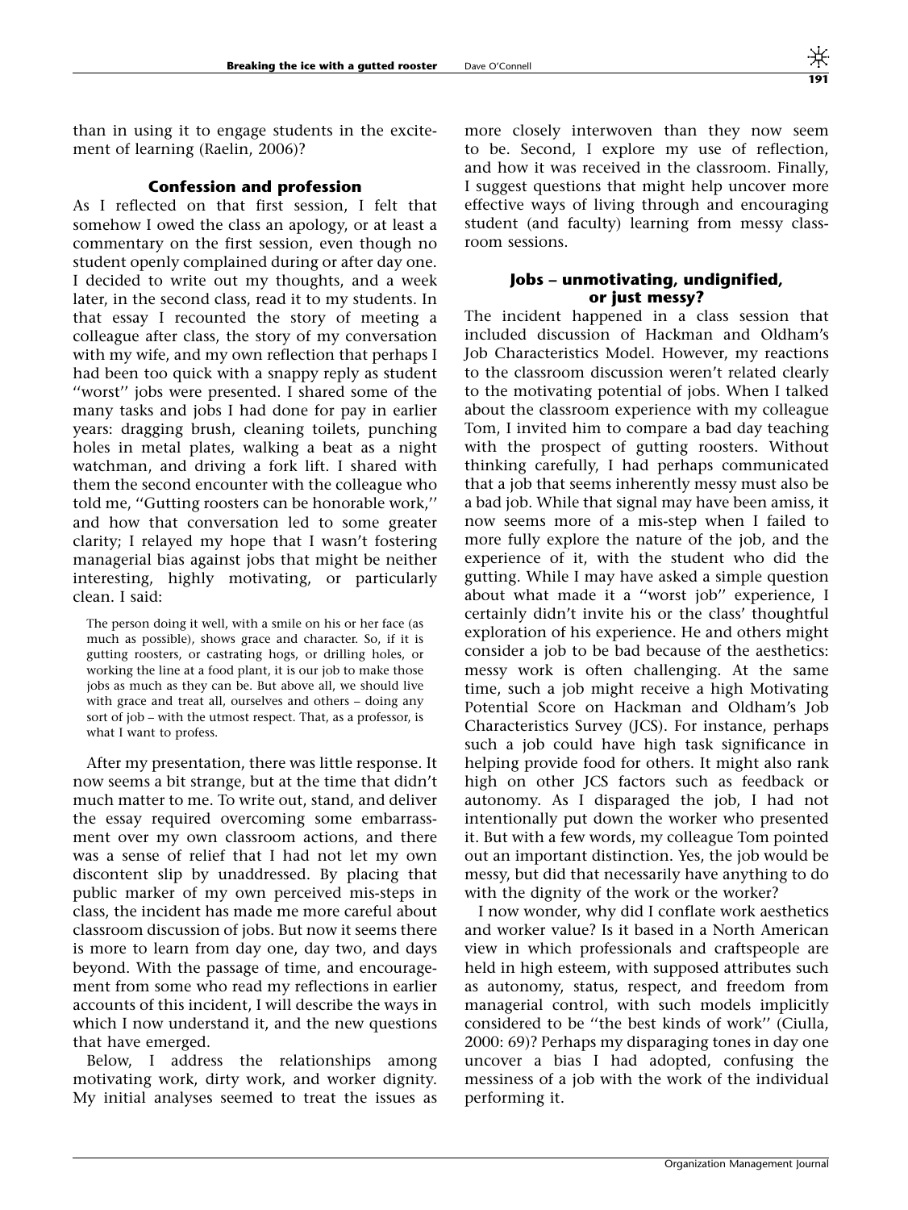than in using it to engage students in the excitement of learning (Raelin, 2006)?

### Confession and profession

As I reflected on that first session, I felt that somehow I owed the class an apology, or at least a commentary on the first session, even though no student openly complained during or after day one. I decided to write out my thoughts, and a week later, in the second class, read it to my students. In that essay I recounted the story of meeting a colleague after class, the story of my conversation with my wife, and my own reflection that perhaps I had been too quick with a snappy reply as student "worst" jobs were presented. I shared some of the many tasks and jobs I had done for pay in earlier years: dragging brush, cleaning toilets, punching holes in metal plates, walking a beat as a night watchman, and driving a fork lift. I shared with them the second encounter with the colleague who told me, "Gutting roosters can be honorable work," and how that conversation led to some greater clarity; I relayed my hope that I wasn't fostering managerial bias against jobs that might be neither interesting, highly motivating, or particularly clean. I said:

> The person doing it well, with a smile on his or her face (as much as possible), shows grace and character. So, if it is gutting roosters, or castrating hogs, or drilling holes, or working the line at a food plant, it is our job to make those jobs as much as they can be. But above all, we should live with grace and treat all, ourselves and others – doing any sort of job – with the utmost respect. That, as a professor, is what I want to profess.

After my presentation, there was little response. It now seems a bit strange, but at the time that didn't much matter to me. To write out, stand, and deliver the essay required overcoming some embarrassment over my own classroom actions, and there was a sense of relief that I had not let my own discontent slip by unaddressed. By placing that public marker of my own perceived mis-steps in class, the incident has made me more careful about classroom discussion of jobs. But now it seems there is more to learn from day one, day two, and days beyond. With the passage of time, and encouragement from some who read my reflections in earlier accounts of this incident, I will describe the ways in which I now understand it, and the new questions that have emerged.

Below, I address the relationships among motivating work, dirty work, and worker dignity. My initial analyses seemed to treat the issues as more closely interwoven than they now seem to be. Second, I explore my use of reflection, and how it was received in the classroom. Finally, I suggest questions that might help uncover more effective ways of living through and encouraging student (and faculty) learning from messy classroom sessions.

### Jobs – unmotivating, undignified, or just messy?

The incident happened in a class session that included discussion of Hackman and Oldham's Job Characteristics Model. However, my reactions to the classroom discussion weren't related clearly to the motivating potential of jobs. When I talked about the classroom experience with my colleague Tom, I invited him to compare a bad day teaching with the prospect of gutting roosters. Without thinking carefully, I had perhaps communicated that a job that seems inherently messy must also be a bad job. While that signal may have been amiss, it now seems more of a mis-step when I failed to more fully explore the nature of the job, and the experience of it, with the student who did the gutting. While I may have asked a simple question about what made it a "worst job" experience, I certainly didn't invite his or the class' thoughtful exploration of his experience. He and others might consider a job to be bad because of the aesthetics: messy work is often challenging. At the same time, such a job might receive a high Motivating Potential Score on Hackman and Oldham's Job Characteristics Survey (JCS). For instance, perhaps such a job could have high task significance in helping provide food for others. It might also rank high on other JCS factors such as feedback or autonomy. As I disparaged the job, I had not intentionally put down the worker who presented it. But with a few words, my colleague Tom pointed out an important distinction. Yes, the job would be messy, but did that necessarily have anything to do with the dignity of the work or the worker?

I now wonder, why did I conflate work aesthetics and worker value? Is it based in a North American view in which professionals and craftspeople are held in high esteem, with supposed attributes such as autonomy, status, respect, and freedom from managerial control, with such models implicitly considered to be "the best kinds of work" (Ciulla, 2000: 69)? Perhaps my disparaging tones in day one uncover a bias I had adopted, confusing the messiness of a job with the work of the individual performing it.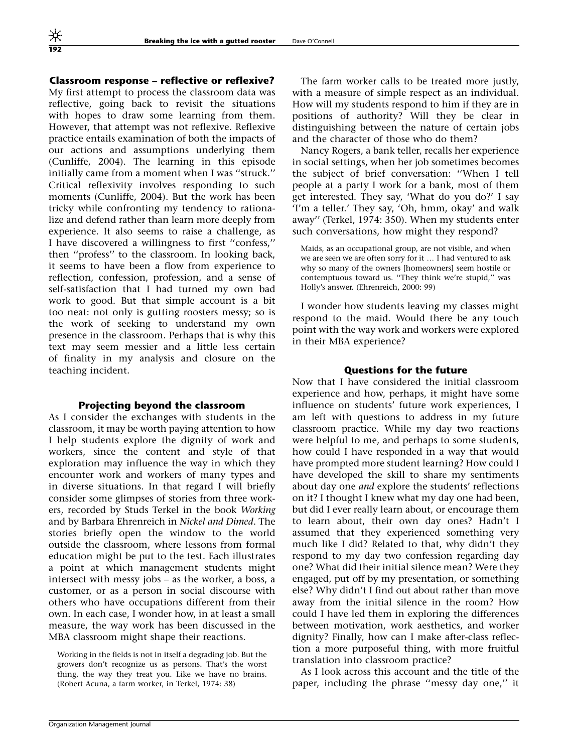### Classroom response – reflective or reflexive?

My first attempt to process the classroom data was reflective, going back to revisit the situations with hopes to draw some learning from them. However, that attempt was not reflexive. Reflexive practice entails examination of both the impacts of our actions and assumptions underlying them (Cunliffe, 2004). The learning in this episode initially came from a moment when I was ''struck.'' Critical reflexivity involves responding to such moments (Cunliffe, 2004). But the work has been tricky while confronting my tendency to rationalize and defend rather than learn more deeply from experience. It also seems to raise a challenge, as I have discovered a willingness to first ''confess,'' then ''profess'' to the classroom. In looking back, it seems to have been a flow from experience to reflection, confession, profession, and a sense of self-satisfaction that I had turned my own bad work to good. But that simple account is a bit too neat: not only is gutting roosters messy; so is the work of seeking to understand my own presence in the classroom. Perhaps that is why this text may seem messier and a little less certain of finality in my analysis and closure on the teaching incident.

### Projecting beyond the classroom

As I consider the exchanges with students in the classroom, it may be worth paying attention to how I help students explore the dignity of work and workers, since the content and style of that exploration may influence the way in which they encounter work and workers of many types and in diverse situations. In that regard I will briefly consider some glimpses of stories from three workers, recorded by Studs Terkel in the book *Working* and by Barbara Ehrenreich in *Nickel and Dimed*. The stories briefly open the window to the world outside the classroom, where lessons from formal education might be put to the test. Each illustrates a point at which management students might intersect with messy jobs – as the worker, a boss, a customer, or as a person in social discourse with others who have occupations different from their own. In each case, I wonder how, in at least a small measure, the way work has been discussed in the MBA classroom might shape their reactions.

> Working in the fields is not in itself a degrading job. But the growers don't recognize us as persons. That's the worst thing, the way they treat you. Like we have no brains. (Robert Acuna, a farm worker, in Terkel, 1974: 38)

The farm worker calls to be treated more justly, with a measure of simple respect as an individual. How will my students respond to him if they are in positions of authority? Will they be clear in distinguishing between the nature of certain jobs and the character of those who do them?

Nancy Rogers, a bank teller, recalls her experience in social settings, when her job sometimes becomes the subject of brief conversation: ''When I tell people at a party I work for a bank, most of them get interested. They say, 'What do you do?' I say 'I'm a teller.' They say, 'Oh, hmm, okay' and walk away'' (Terkel, 1974: 350). When my students enter such conversations, how might they respond?

> Maids, as an occupational group, are not visible, and when we are seen we are often sorry for it … I had ventured to ask why so many of the owners [homeowners] seem hostile or contemptuous toward us. ''They think we're stupid,'' was Holly's answer. (Ehrenreich, 2000: 99)

I wonder how students leaving my classes might respond to the maid. Would there be any touch point with the way work and workers were explored in their MBA experience?

### Questions for the future

Now that I have considered the initial classroom experience and how, perhaps, it might have some influence on students' future work experiences, I am left with questions to address in my future classroom practice. While my day two reactions were helpful to me, and perhaps to some students, how could I have responded in a way that would have prompted more student learning? How could I have developed the skill to share my sentiments about day one *and* explore the students' reflections on it? I thought I knew what my day one had been, but did I ever really learn about, or encourage them to learn about, their own day ones? Hadn't I assumed that they experienced something very much like I did? Related to that, why didn't they respond to my day two confession regarding day one? What did their initial silence mean? Were they engaged, put off by my presentation, or something else? Why didn't I find out about rather than move away from the initial silence in the room? How could I have led them in exploring the differences between motivation, work aesthetics, and worker dignity? Finally, how can I make after-class reflection a more purposeful thing, with more fruitful translation into classroom practice?

As I look across this account and the title of the paper, including the phrase ''messy day one,'' it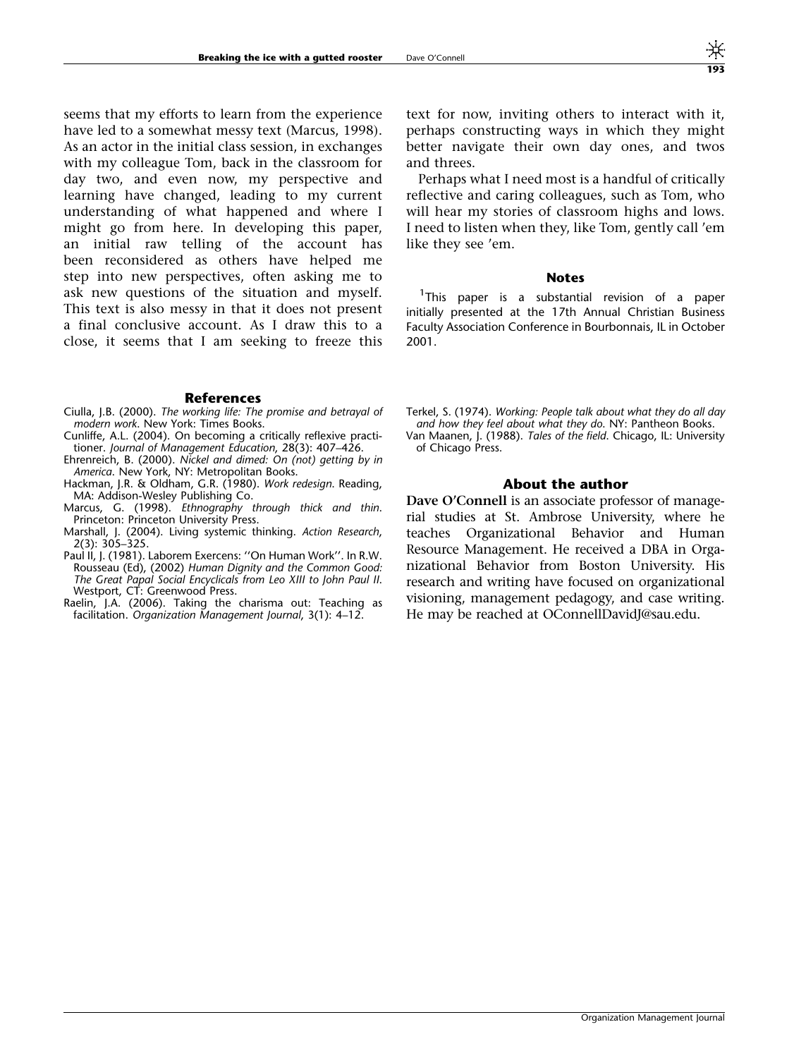seems that my efforts to learn from the experience have led to a somewhat messy text (Marcus, 1998). As an actor in the initial class session, in exchanges with my colleague Tom, back in the classroom for day two, and even now, my perspective and learning have changed, leading to my current understanding of what happened and where I might go from here. In developing this paper, an initial raw telling of the account has been reconsidered as others have helped me step into new perspectives, often asking me to ask new questions of the situation and myself. This text is also messy in that it does not present a final conclusive account. As I draw this to a close, it seems that I am seeking to freeze this text for now, inviting others to interact with it, perhaps constructing ways in which they might better navigate their own day ones, and twos and threes.

Perhaps what I need most is a handful of critically reflective and caring colleagues, such as Tom, who will hear my stories of classroom highs and lows. I need to listen when they, like Tom, gently call 'em like they see 'em.

## Notes

[1]This paper is a substantial revision of a paper initially presented at the 17th Annual Christian Business Faculty Association Conference in Bourbonnais, IL in October 2001.

## References

Ciulla, J.B. (2000). *The working life: The promise and betrayal of modern work*. New York: Times Books.

Cunliffe, A.L. (2004). On becoming a critically reflexive practitioner. *Journal of Management Education*, 28(3): 407–426.

Ehrenreich, B. (2000). *Nickel and dimed: On (not) getting by in America*. New York, NY: Metropolitan Books.

Hackman, J.R. & Oldham, G.R. (1980). *Work redesign*. Reading, MA: Addison-Wesley Publishing Co.

Marcus, G. (1998). *Ethnography through thick and thin*. Princeton: Princeton University Press.

Marshall, J. (2004). Living systemic thinking. *Action Research*, 2(3): 305–325.

Paul II, J. (1981). Laborem Exercens: ''On Human Work''. In R.W. Rousseau (Ed), (2002) *Human Dignity and the Common Good: The Great Papal Social Encyclicals from Leo XIII to John Paul II*. Westport, CT: Greenwood Press.

Raelin, J.A. (2006). Taking the charisma out: Teaching as facilitation. *Organization Management Journal*, 3(1): 4–12.

Terkel, S. (1974). *Working: People talk about what they do all day and how they feel about what they do.* NY: Pantheon Books.

Van Maanen, J. (1988). *Tales of the field*. Chicago, IL: University of Chicago Press.

## About the author

**Dave O'Connell** is an associate professor of managerial studies at St. Ambrose University, where he teaches Organizational Behavior and Human Resource Management. He received a DBA in Organizational Behavior from Boston University. His research and writing have focused on organizational visioning, management pedagogy, and case writing. He may be reached at OConnellDavidJ@sau.edu.